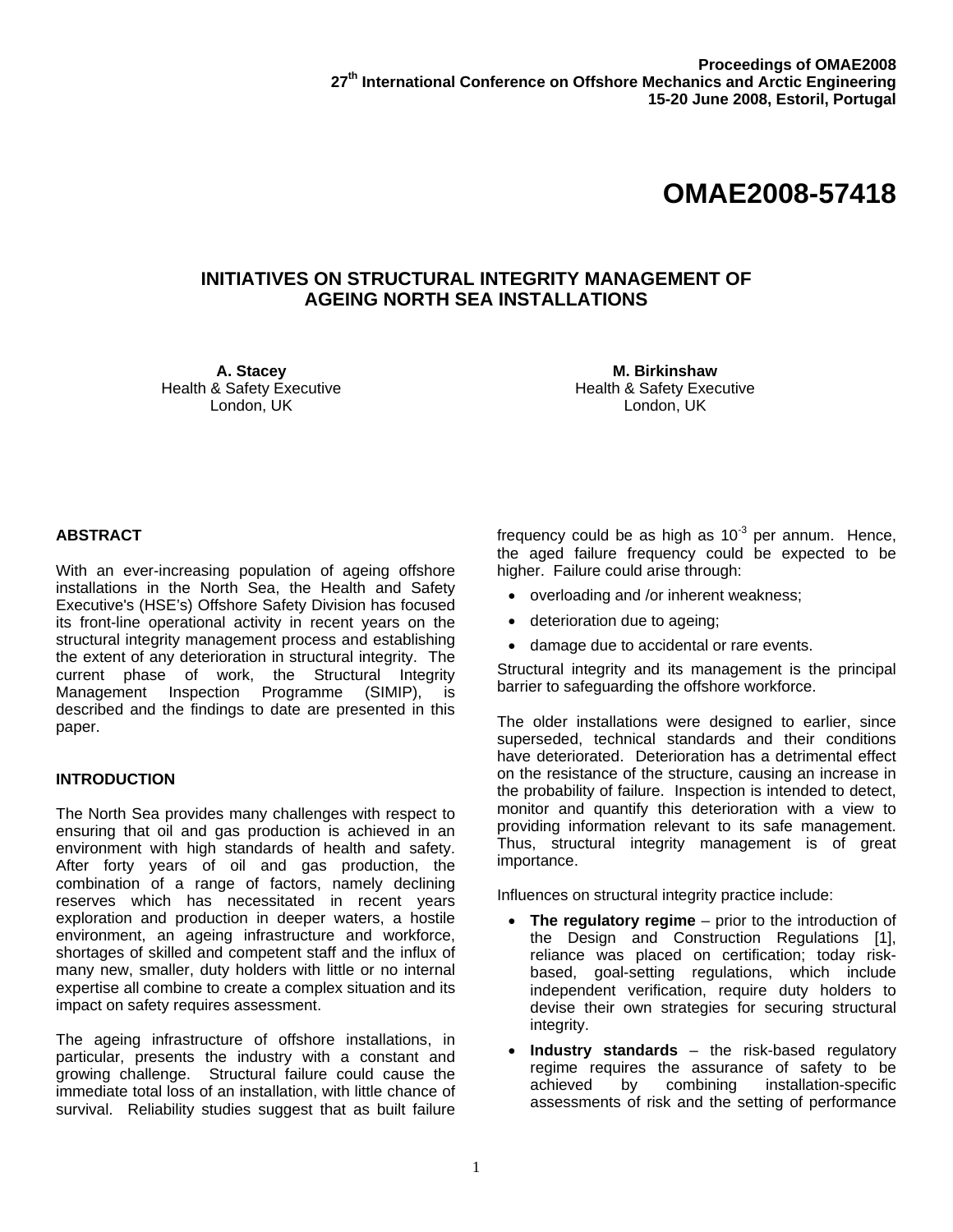Proceedings of OMAE2008
27th International Conference on Offshore Mechanics and Arctic Engineering
15-20 June 2008, Estoril, Portugal

# OMAE2008-57418

## INITIATIVES ON STRUCTURAL INTEGRITY MANAGEMENT OF AGEING NORTH SEA INSTALLATIONS

**A. Stacey**
Health & Safety Executive
London, UK

**M. Birkinshaw**
Health & Safety Executive
London, UK

### ABSTRACT

With an ever-increasing population of ageing offshore installations in the North Sea, the Health and Safety Executive's (HSE's) Offshore Safety Division has focused its front-line operational activity in recent years on the structural integrity management process and establishing the extent of any deterioration in structural integrity. The current phase of work, the Structural Integrity Management Inspection Programme (SIMIP), is described and the findings to date are presented in this paper.

### INTRODUCTION

The North Sea provides many challenges with respect to ensuring that oil and gas production is achieved in an environment with high standards of health and safety. After forty years of oil and gas production, the combination of a range of factors, namely declining reserves which has necessitated in recent years exploration and production in deeper waters, a hostile environment, an ageing infrastructure and workforce, shortages of skilled and competent staff and the influx of many new, smaller, duty holders with little or no internal expertise all combine to create a complex situation and its impact on safety requires assessment.

The ageing infrastructure of offshore installations, in particular, presents the industry with a constant and growing challenge. Structural failure could cause the immediate total loss of an installation, with little chance of survival. Reliability studies suggest that as built failure frequency could be as high as $10^{-3}$ per annum. Hence, the aged failure frequency could be expected to be higher. Failure could arise through:

- overloading and /or inherent weakness;
- deterioration due to ageing;
- damage due to accidental or rare events.

Structural integrity and its management is the principal barrier to safeguarding the offshore workforce.

The older installations were designed to earlier, since superseded, technical standards and their conditions have deteriorated. Deterioration has a detrimental effect on the resistance of the structure, causing an increase in the probability of failure. Inspection is intended to detect, monitor and quantify this deterioration with a view to providing information relevant to its safe management. Thus, structural integrity management is of great importance.

Influences on structural integrity practice include:

- **The regulatory regime** – prior to the introduction of the Design and Construction Regulations [1], reliance was placed on certification; today risk-based, goal-setting regulations, which include independent verification, require duty holders to devise their own strategies for securing structural integrity.
- **Industry standards** – the risk-based regulatory regime requires the assurance of safety to be achieved by combining installation-specific assessments of risk and the setting of performance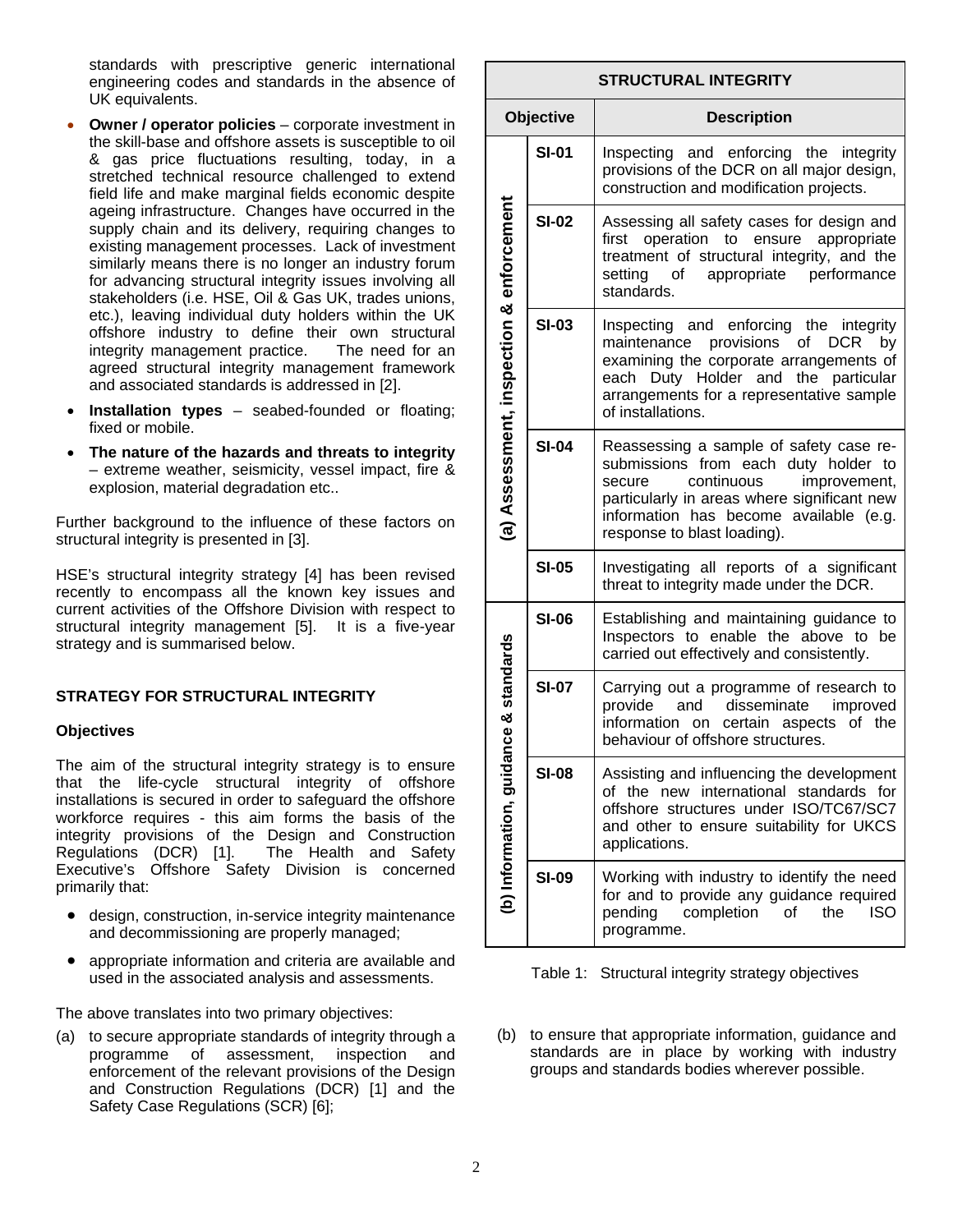standards with prescriptive generic international engineering codes and standards in the absence of UK equivalents.

- **Owner / operator policies** – corporate investment in the skill-base and offshore assets is susceptible to oil & gas price fluctuations resulting, today, in a stretched technical resource challenged to extend field life and make marginal fields economic despite ageing infrastructure. Changes have occurred in the supply chain and its delivery, requiring changes to existing management processes. Lack of investment similarly means there is no longer an industry forum for advancing structural integrity issues involving all stakeholders (i.e. HSE, Oil & Gas UK, trades unions, etc.), leaving individual duty holders within the UK offshore industry to define their own structural integrity management practice. The need for an agreed structural integrity management framework and associated standards is addressed in [2].
- **Installation types** – seabed-founded or floating; fixed or mobile.
- **The nature of the hazards and threats to integrity** – extreme weather, seismicity, vessel impact, fire & explosion, material degradation etc..

Further background to the influence of these factors on structural integrity is presented in [3].

HSE's structural integrity strategy [4] has been revised recently to encompass all the known key issues and current activities of the Offshore Division with respect to structural integrity management [5]. It is a five-year strategy and is summarised below.

## STRATEGY FOR STRUCTURAL INTEGRITY

### Objectives

The aim of the structural integrity strategy is to ensure that the life-cycle structural integrity of offshore installations is secured in order to safeguard the offshore workforce requires - this aim forms the basis of the integrity provisions of the Design and Construction Regulations (DCR) [1]. The Health and Safety Executive's Offshore Safety Division is concerned primarily that:

- design, construction, in-service integrity maintenance and decommissioning are properly managed;
- appropriate information and criteria are available and used in the associated analysis and assessments.

The above translates into two primary objectives:

(a) to secure appropriate standards of integrity through a programme of assessment, inspection and enforcement of the relevant provisions of the Design and Construction Regulations (DCR) [1] and the Safety Case Regulations (SCR) [6];

(b) to ensure that appropriate information, guidance and standards are in place by working with industry groups and standards bodies wherever possible.

| STRUCTURAL INTEGRITY | | |
|---|---|---|
| **Objective** | | **Description** |
| (a) Assessment, inspection & enforcement | SI-01 | Inspecting and enforcing the integrity provisions of the DCR on all major design, construction and modification projects. |
| | SI-02 | Assessing all safety cases for design and first operation to ensure appropriate treatment of structural integrity, and the setting of appropriate performance standards. |
| | SI-03 | Inspecting and enforcing the integrity maintenance provisions of DCR by examining the corporate arrangements of each Duty Holder and the particular arrangements for a representative sample of installations. |
| | SI-04 | Reassessing a sample of safety case re-submissions from each duty holder to secure continuous improvement, particularly in areas where significant new information has become available (e.g. response to blast loading). |
| | SI-05 | Investigating all reports of a significant threat to integrity made under the DCR. |
| (b) Information, guidance & standards | SI-06 | Establishing and maintaining guidance to Inspectors to enable the above to be carried out effectively and consistently. |
| | SI-07 | Carrying out a programme of research to provide and disseminate improved information on certain aspects of the behaviour of offshore structures. |
| | SI-08 | Assisting and influencing the development of the new international standards for offshore structures under ISO/TC67/SC7 and other to ensure suitability for UKCS applications. |
| | SI-09 | Working with industry to identify the need for and to provide any guidance required pending completion of the ISO programme. |

Table 1: Structural integrity strategy objectives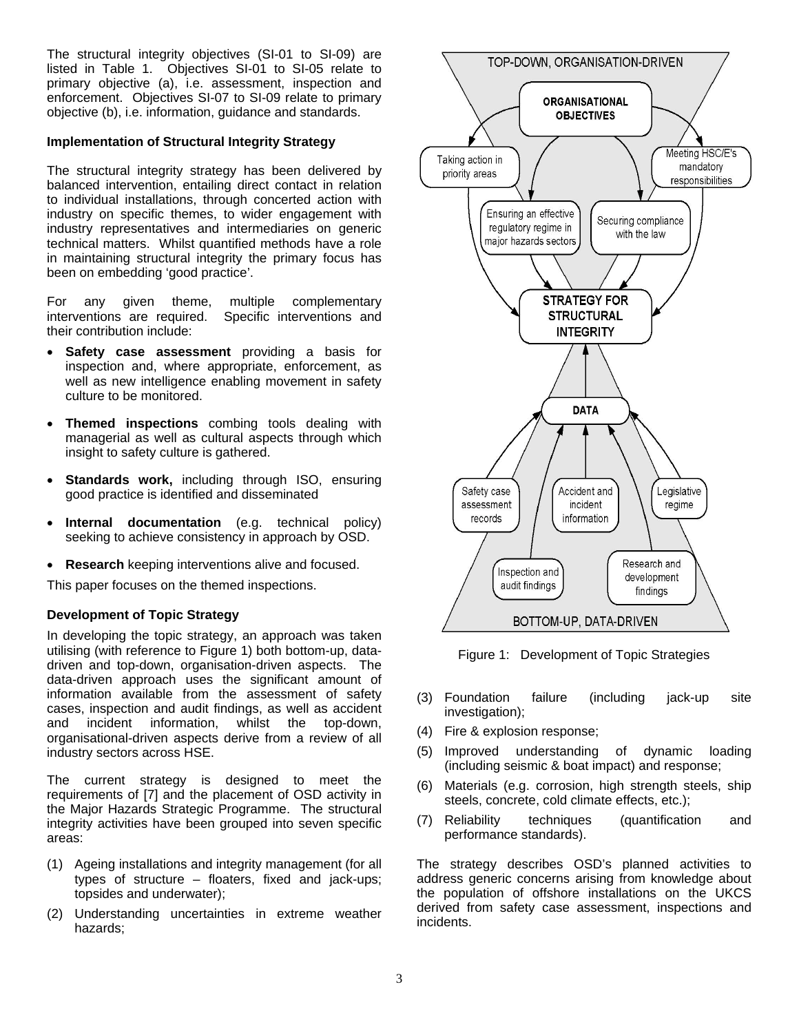The structural integrity objectives (SI-01 to SI-09) are listed in Table 1. Objectives SI-01 to SI-05 relate to primary objective (a), i.e. assessment, inspection and enforcement. Objectives SI-07 to SI-09 relate to primary objective (b), i.e. information, guidance and standards.

### Implementation of Structural Integrity Strategy

The structural integrity strategy has been delivered by balanced intervention, entailing direct contact in relation to individual installations, through concerted action with industry on specific themes, to wider engagement with industry representatives and intermediaries on generic technical matters. Whilst quantified methods have a role in maintaining structural integrity the primary focus has been on embedding 'good practice'.

For any given theme, multiple complementary interventions are required. Specific interventions and their contribution include:

- **Safety case assessment** providing a basis for inspection and, where appropriate, enforcement, as well as new intelligence enabling movement in safety culture to be monitored.
- **Themed inspections** combing tools dealing with managerial as well as cultural aspects through which insight to safety culture is gathered.
- **Standards work,** including through ISO, ensuring good practice is identified and disseminated
- **Internal documentation** (e.g. technical policy) seeking to achieve consistency in approach by OSD.
- **Research** keeping interventions alive and focused.

This paper focuses on the themed inspections.

### Development of Topic Strategy

In developing the topic strategy, an approach was taken utilising (with reference to Figure 1) both bottom-up, data-driven and top-down, organisation-driven aspects. The data-driven approach uses the significant amount of information available from the assessment of safety cases, inspection and audit findings, as well as accident and incident information, whilst the top-down, organisational-driven aspects derive from a review of all industry sectors across HSE.

The current strategy is designed to meet the requirements of [7] and the placement of OSD activity in the Major Hazards Strategic Programme. The structural integrity activities have been grouped into seven specific areas:

(1) Ageing installations and integrity management (for all types of structure – floaters, fixed and jack-ups; topsides and underwater);

(2) Understanding uncertainties in extreme weather hazards;

(3) Foundation failure (including jack-up site investigation);

(4) Fire & explosion response;

(5) Improved understanding of dynamic loading (including seismic & boat impact) and response;

(6) Materials (e.g. corrosion, high strength steels, ship steels, concrete, cold climate effects, etc.);

(7) Reliability techniques (quantification and performance standards).

The strategy describes OSD's planned activities to address generic concerns arising from knowledge about the population of offshore installations on the UKCS derived from safety case assessment, inspections and incidents.

Figure 1: Development of Topic Strategies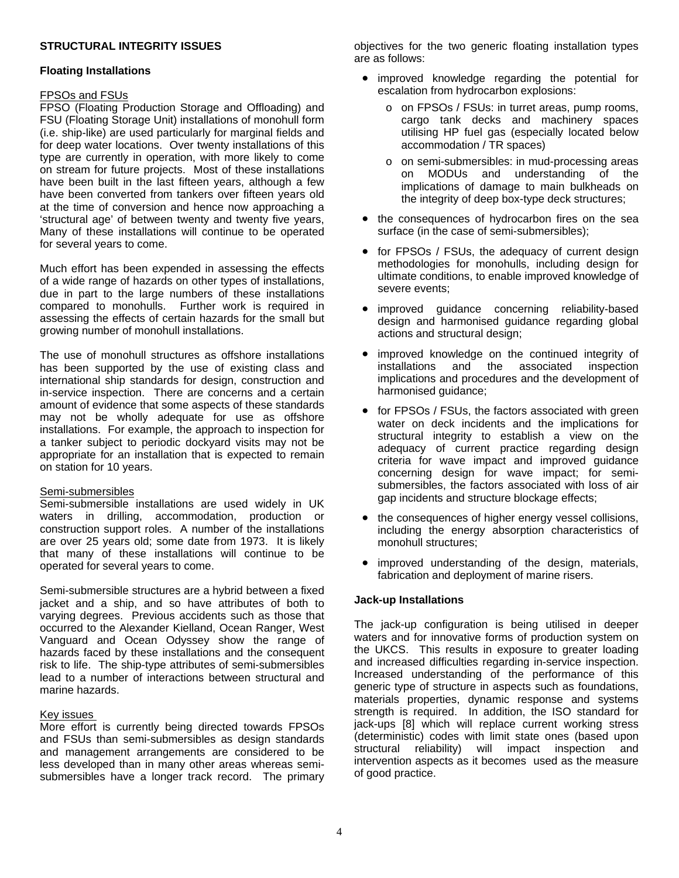## STRUCTURAL INTEGRITY ISSUES

### Floating Installations

FPSOs and FSUs

FPSO (Floating Production Storage and Offloading) and FSU (Floating Storage Unit) installations of monohull form (i.e. ship-like) are used particularly for marginal fields and for deep water locations. Over twenty installations of this type are currently in operation, with more likely to come on stream for future projects. Most of these installations have been built in the last fifteen years, although a few have been converted from tankers over fifteen years old at the time of conversion and hence now approaching a 'structural age' of between twenty and twenty five years, Many of these installations will continue to be operated for several years to come.

Much effort has been expended in assessing the effects of a wide range of hazards on other types of installations, due in part to the large numbers of these installations compared to monohulls. Further work is required in assessing the effects of certain hazards for the small but growing number of monohull installations.

The use of monohull structures as offshore installations has been supported by the use of existing class and international ship standards for design, construction and in-service inspection. There are concerns and a certain amount of evidence that some aspects of these standards may not be wholly adequate for use as offshore installations. For example, the approach to inspection for a tanker subject to periodic dockyard visits may not be appropriate for an installation that is expected to remain on station for 10 years.

Semi-submersibles

Semi-submersible installations are used widely in UK waters in drilling, accommodation, production or construction support roles. A number of the installations are over 25 years old; some date from 1973. It is likely that many of these installations will continue to be operated for several years to come.

Semi-submersible structures are a hybrid between a fixed jacket and a ship, and so have attributes of both to varying degrees. Previous accidents such as those that occurred to the Alexander Kielland, Ocean Ranger, West Vanguard and Ocean Odyssey show the range of hazards faced by these installations and the consequent risk to life. The ship-type attributes of semi-submersibles lead to a number of interactions between structural and marine hazards.

Key issues

More effort is currently being directed towards FPSOs and FSUs than semi-submersibles as design standards and management arrangements are considered to be less developed than in many other areas whereas semi-submersibles have a longer track record. The primary objectives for the two generic floating installation types are as follows:

- improved knowledge regarding the potential for escalation from hydrocarbon explosions:
  - on FPSOs / FSUs: in turret areas, pump rooms, cargo tank decks and machinery spaces utilising HP fuel gas (especially located below accommodation / TR spaces)
  - on semi-submersibles: in mud-processing areas on MODUs and understanding of the implications of damage to main bulkheads on the integrity of deep box-type deck structures;
- the consequences of hydrocarbon fires on the sea surface (in the case of semi-submersibles);
- for FPSOs / FSUs, the adequacy of current design methodologies for monohulls, including design for ultimate conditions, to enable improved knowledge of severe events;
- improved guidance concerning reliability-based design and harmonised guidance regarding global actions and structural design;
- improved knowledge on the continued integrity of installations and the associated inspection implications and procedures and the development of harmonised guidance;
- for FPSOs / FSUs, the factors associated with green water on deck incidents and the implications for structural integrity to establish a view on the adequacy of current practice regarding design criteria for wave impact and improved guidance concerning design for wave impact; for semi-submersibles, the factors associated with loss of air gap incidents and structure blockage effects;
- the consequences of higher energy vessel collisions, including the energy absorption characteristics of monohull structures;
- improved understanding of the design, materials, fabrication and deployment of marine risers.

### Jack-up Installations

The jack-up configuration is being utilised in deeper waters and for innovative forms of production system on the UKCS. This results in exposure to greater loading and increased difficulties regarding in-service inspection. Increased understanding of the performance of this generic type of structure in aspects such as foundations, materials properties, dynamic response and systems strength is required. In addition, the ISO standard for jack-ups [8] which will replace current working stress (deterministic) codes with limit state ones (based upon structural reliability) will impact inspection and intervention aspects as it becomes used as the measure of good practice.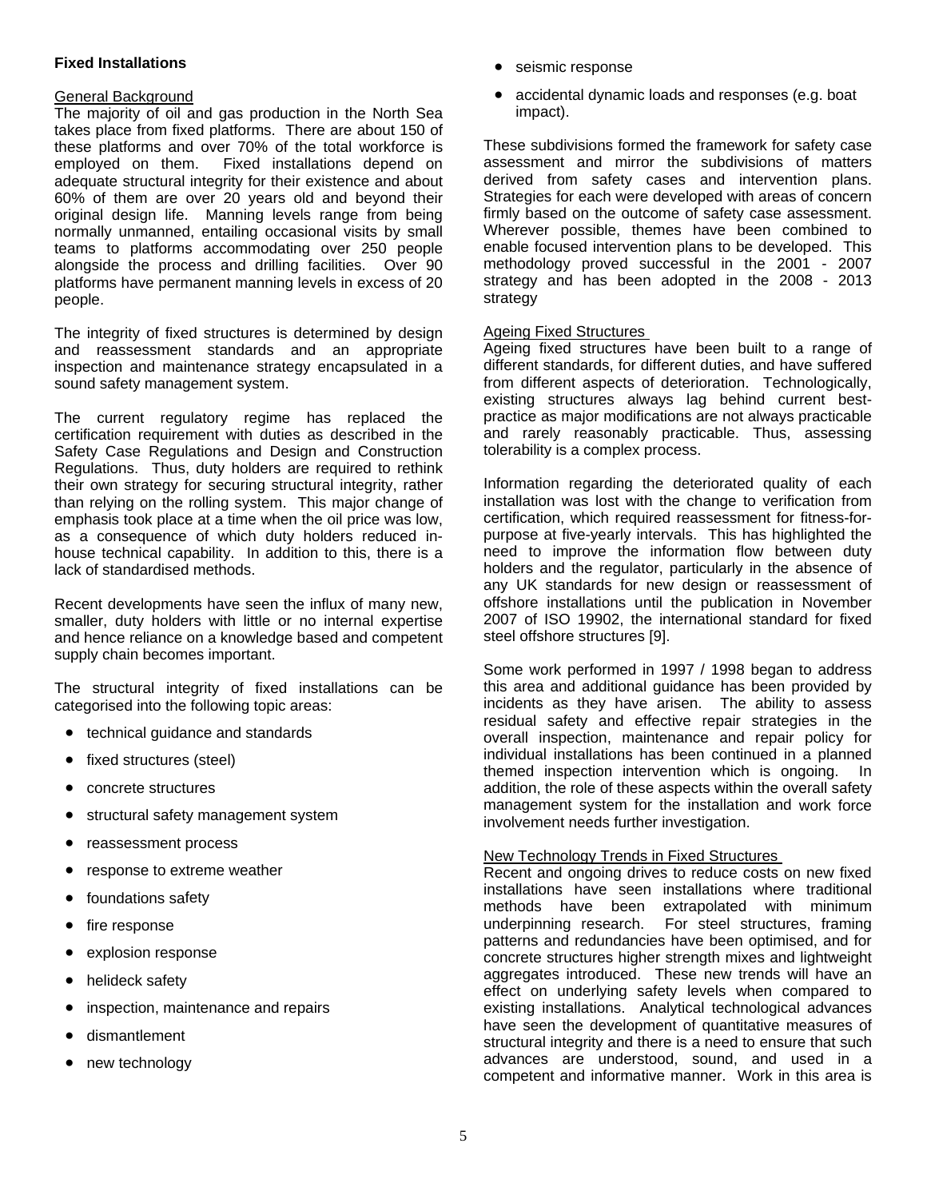## Fixed Installations

General Background

The majority of oil and gas production in the North Sea takes place from fixed platforms. There are about 150 of these platforms and over 70% of the total workforce is employed on them. Fixed installations depend on adequate structural integrity for their existence and about 60% of them are over 20 years old and beyond their original design life. Manning levels range from being normally unmanned, entailing occasional visits by small teams to platforms accommodating over 250 people alongside the process and drilling facilities. Over 90 platforms have permanent manning levels in excess of 20 people.

The integrity of fixed structures is determined by design and reassessment standards and an appropriate inspection and maintenance strategy encapsulated in a sound safety management system.

The current regulatory regime has replaced the certification requirement with duties as described in the Safety Case Regulations and Design and Construction Regulations. Thus, duty holders are required to rethink their own strategy for securing structural integrity, rather than relying on the rolling system. This major change of emphasis took place at a time when the oil price was low, as a consequence of which duty holders reduced in-house technical capability. In addition to this, there is a lack of standardised methods.

Recent developments have seen the influx of many new, smaller, duty holders with little or no internal expertise and hence reliance on a knowledge based and competent supply chain becomes important.

The structural integrity of fixed installations can be categorised into the following topic areas:

- technical guidance and standards
- fixed structures (steel)
- concrete structures
- structural safety management system
- reassessment process
- response to extreme weather
- foundations safety
- fire response
- explosion response
- helideck safety
- inspection, maintenance and repairs
- dismantlement
- new technology
- seismic response
- accidental dynamic loads and responses (e.g. boat impact).

These subdivisions formed the framework for safety case assessment and mirror the subdivisions of matters derived from safety cases and intervention plans. Strategies for each were developed with areas of concern firmly based on the outcome of safety case assessment. Wherever possible, themes have been combined to enable focused intervention plans to be developed. This methodology proved successful in the 2001 - 2007 strategy and has been adopted in the 2008 - 2013 strategy

Ageing Fixed Structures

Ageing fixed structures have been built to a range of different standards, for different duties, and have suffered from different aspects of deterioration. Technologically, existing structures always lag behind current best-practice as major modifications are not always practicable and rarely reasonably practicable. Thus, assessing tolerability is a complex process.

Information regarding the deteriorated quality of each installation was lost with the change to verification from certification, which required reassessment for fitness-for-purpose at five-yearly intervals. This has highlighted the need to improve the information flow between duty holders and the regulator, particularly in the absence of any UK standards for new design or reassessment of offshore installations until the publication in November 2007 of ISO 19902, the international standard for fixed steel offshore structures [9].

Some work performed in 1997 / 1998 began to address this area and additional guidance has been provided by incidents as they have arisen. The ability to assess residual safety and effective repair strategies in the overall inspection, maintenance and repair policy for individual installations has been continued in a planned themed inspection intervention which is ongoing. In addition, the role of these aspects within the overall safety management system for the installation and work force involvement needs further investigation.

New Technology Trends in Fixed Structures

Recent and ongoing drives to reduce costs on new fixed installations have seen installations where traditional methods have been extrapolated with minimum underpinning research. For steel structures, framing patterns and redundancies have been optimised, and for concrete structures higher strength mixes and lightweight aggregates introduced. These new trends will have an effect on underlying safety levels when compared to existing installations. Analytical technological advances have seen the development of quantitative measures of structural integrity and there is a need to ensure that such advances are understood, sound, and used in a competent and informative manner. Work in this area is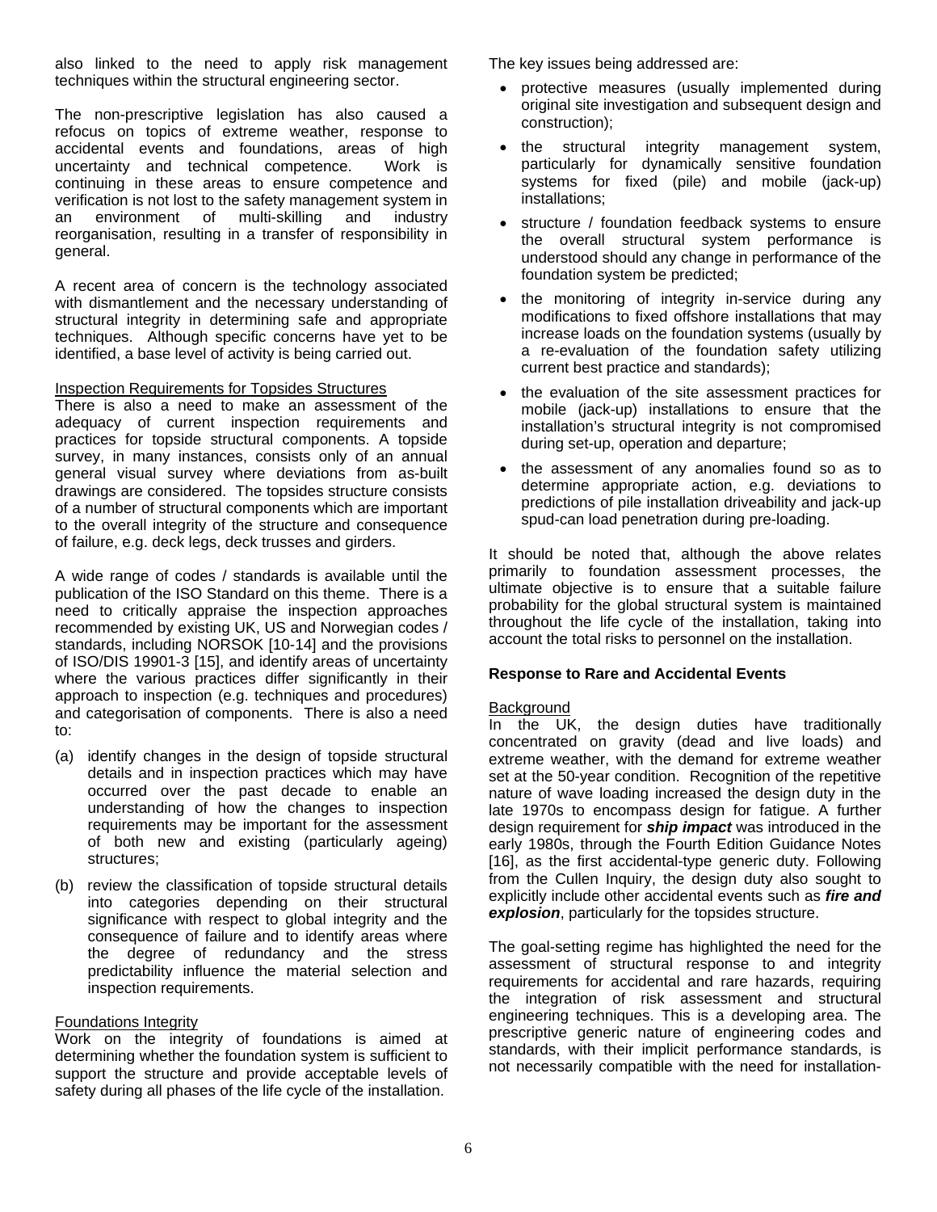also linked to the need to apply risk management techniques within the structural engineering sector.

The non-prescriptive legislation has also caused a refocus on topics of extreme weather, response to accidental events and foundations, areas of high uncertainty and technical competence. Work is continuing in these areas to ensure competence and verification is not lost to the safety management system in an environment of multi-skilling and industry reorganisation, resulting in a transfer of responsibility in general.

A recent area of concern is the technology associated with dismantlement and the necessary understanding of structural integrity in determining safe and appropriate techniques. Although specific concerns have yet to be identified, a base level of activity is being carried out.

Inspection Requirements for Topsides Structures

There is also a need to make an assessment of the adequacy of current inspection requirements and practices for topside structural components. A topside survey, in many instances, consists only of an annual general visual survey where deviations from as-built drawings are considered. The topsides structure consists of a number of structural components which are important to the overall integrity of the structure and consequence of failure, e.g. deck legs, deck trusses and girders.

A wide range of codes / standards is available until the publication of the ISO Standard on this theme. There is a need to critically appraise the inspection approaches recommended by existing UK, US and Norwegian codes / standards, including NORSOK [10-14] and the provisions of ISO/DIS 19901-3 [15], and identify areas of uncertainty where the various practices differ significantly in their approach to inspection (e.g. techniques and procedures) and categorisation of components. There is also a need to:

(a) identify changes in the design of topside structural details and in inspection practices which may have occurred over the past decade to enable an understanding of how the changes to inspection requirements may be important for the assessment of both new and existing (particularly ageing) structures;

(b) review the classification of topside structural details into categories depending on their structural significance with respect to global integrity and the consequence of failure and to identify areas where the degree of redundancy and the stress predictability influence the material selection and inspection requirements.

Foundations Integrity

Work on the integrity of foundations is aimed at determining whether the foundation system is sufficient to support the structure and provide acceptable levels of safety during all phases of the life cycle of the installation.

The key issues being addressed are:

- protective measures (usually implemented during original site investigation and subsequent design and construction);
- the structural integrity management system, particularly for dynamically sensitive foundation systems for fixed (pile) and mobile (jack-up) installations;
- structure / foundation feedback systems to ensure the overall structural system performance is understood should any change in performance of the foundation system be predicted;
- the monitoring of integrity in-service during any modifications to fixed offshore installations that may increase loads on the foundation systems (usually by a re-evaluation of the foundation safety utilizing current best practice and standards);
- the evaluation of the site assessment practices for mobile (jack-up) installations to ensure that the installation's structural integrity is not compromised during set-up, operation and departure;
- the assessment of any anomalies found so as to determine appropriate action, e.g. deviations to predictions of pile installation driveability and jack-up spud-can load penetration during pre-loading.

It should be noted that, although the above relates primarily to foundation assessment processes, the ultimate objective is to ensure that a suitable failure probability for the global structural system is maintained throughout the life cycle of the installation, taking into account the total risks to personnel on the installation.

## Response to Rare and Accidental Events

Background

In the UK, the design duties have traditionally concentrated on gravity (dead and live loads) and extreme weather, with the demand for extreme weather set at the 50-year condition. Recognition of the repetitive nature of wave loading increased the design duty in the late 1970s to encompass design for fatigue. A further design requirement for ***ship impact*** was introduced in the early 1980s, through the Fourth Edition Guidance Notes [16], as the first accidental-type generic duty. Following from the Cullen Inquiry, the design duty also sought to explicitly include other accidental events such as ***fire and explosion***, particularly for the topsides structure.

The goal-setting regime has highlighted the need for the assessment of structural response to and integrity requirements for accidental and rare hazards, requiring the integration of risk assessment and structural engineering techniques. This is a developing area. The prescriptive generic nature of engineering codes and standards, with their implicit performance standards, is not necessarily compatible with the need for installation-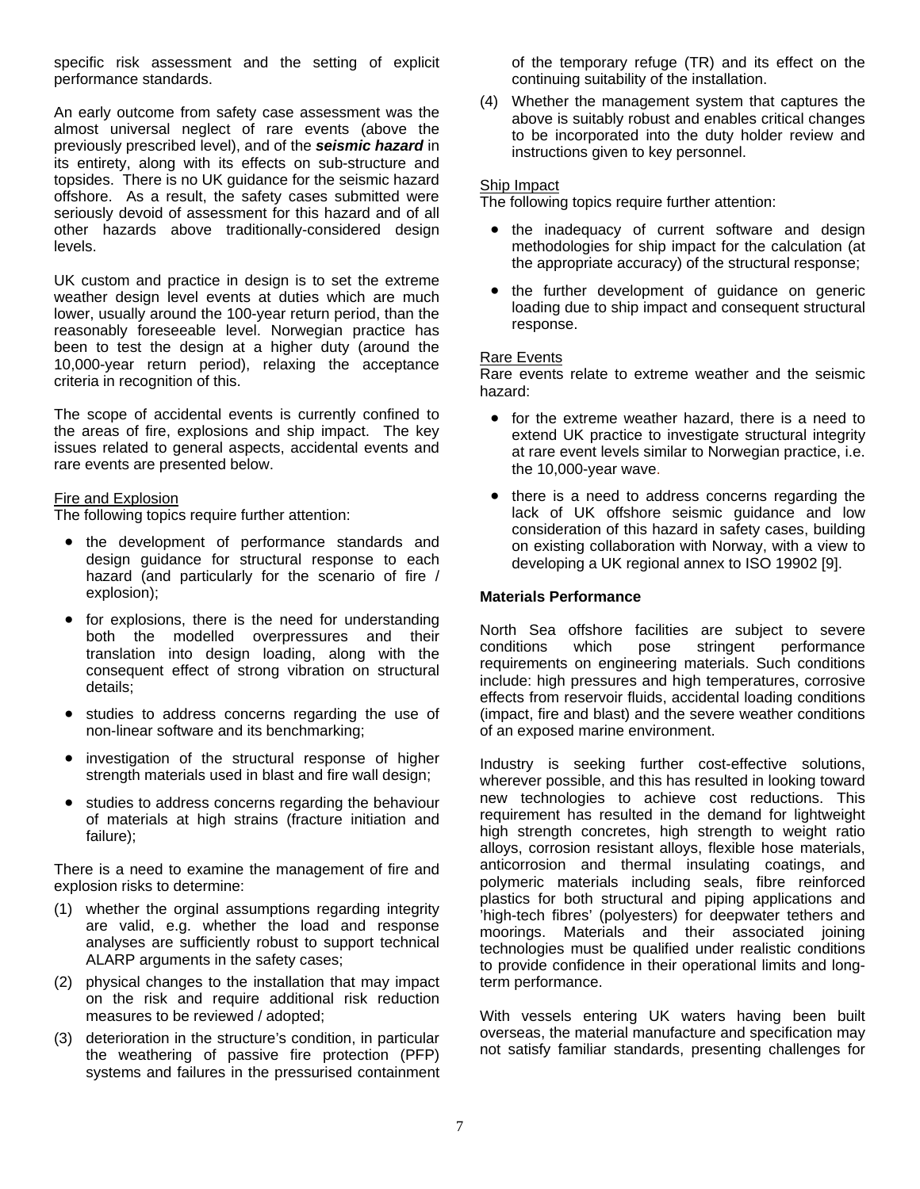specific risk assessment and the setting of explicit performance standards.

An early outcome from safety case assessment was the almost universal neglect of rare events (above the previously prescribed level), and of the ***seismic hazard*** in its entirety, along with its effects on sub-structure and topsides. There is no UK guidance for the seismic hazard offshore. As a result, the safety cases submitted were seriously devoid of assessment for this hazard and of all other hazards above traditionally-considered design levels.

UK custom and practice in design is to set the extreme weather design level events at duties which are much lower, usually around the 100-year return period, than the reasonably foreseeable level. Norwegian practice has been to test the design at a higher duty (around the 10,000-year return period), relaxing the acceptance criteria in recognition of this.

The scope of accidental events is currently confined to the areas of fire, explosions and ship impact. The key issues related to general aspects, accidental events and rare events are presented below.

Fire and Explosion

The following topics require further attention:

- the development of performance standards and design guidance for structural response to each hazard (and particularly for the scenario of fire / explosion);
- for explosions, there is the need for understanding both the modelled overpressures and their translation into design loading, along with the consequent effect of strong vibration on structural details;
- studies to address concerns regarding the use of non-linear software and its benchmarking;
- investigation of the structural response of higher strength materials used in blast and fire wall design;
- studies to address concerns regarding the behaviour of materials at high strains (fracture initiation and failure);

There is a need to examine the management of fire and explosion risks to determine:

(1) whether the orginal assumptions regarding integrity are valid, e.g. whether the load and response analyses are sufficiently robust to support technical ALARP arguments in the safety cases;

(2) physical changes to the installation that may impact on the risk and require additional risk reduction measures to be reviewed / adopted;

(3) deterioration in the structure's condition, in particular the weathering of passive fire protection (PFP) systems and failures in the pressurised containment of the temporary refuge (TR) and its effect on the continuing suitability of the installation.

(4) Whether the management system that captures the above is suitably robust and enables critical changes to be incorporated into the duty holder review and instructions given to key personnel.

Ship Impact

The following topics require further attention:

- the inadequacy of current software and design methodologies for ship impact for the calculation (at the appropriate accuracy) of the structural response;
- the further development of guidance on generic loading due to ship impact and consequent structural response.

Rare Events

Rare events relate to extreme weather and the seismic hazard:

- for the extreme weather hazard, there is a need to extend UK practice to investigate structural integrity at rare event levels similar to Norwegian practice, i.e. the 10,000-year wave.
- there is a need to address concerns regarding the lack of UK offshore seismic guidance and low consideration of this hazard in safety cases, building on existing collaboration with Norway, with a view to developing a UK regional annex to ISO 19902 [9].

**Materials Performance**

North Sea offshore facilities are subject to severe conditions which pose stringent performance requirements on engineering materials. Such conditions include: high pressures and high temperatures, corrosive effects from reservoir fluids, accidental loading conditions (impact, fire and blast) and the severe weather conditions of an exposed marine environment.

Industry is seeking further cost-effective solutions, wherever possible, and this has resulted in looking toward new technologies to achieve cost reductions. This requirement has resulted in the demand for lightweight high strength concretes, high strength to weight ratio alloys, corrosion resistant alloys, flexible hose materials, anticorrosion and thermal insulating coatings, and polymeric materials including seals, fibre reinforced plastics for both structural and piping applications and 'high-tech fibres' (polyesters) for deepwater tethers and moorings. Materials and their associated joining technologies must be qualified under realistic conditions to provide confidence in their operational limits and long-term performance.

With vessels entering UK waters having been built overseas, the material manufacture and specification may not satisfy familiar standards, presenting challenges for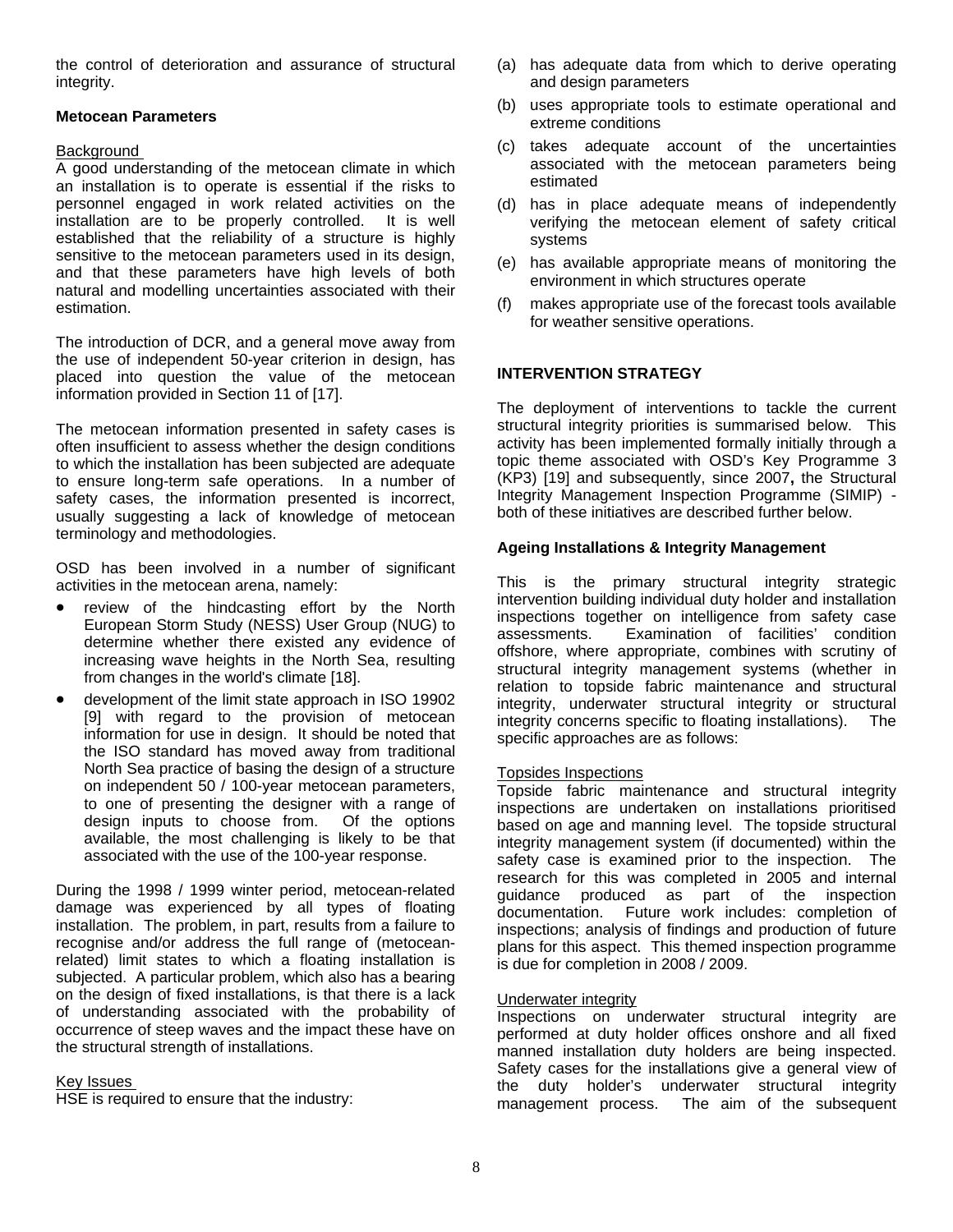the control of deterioration and assurance of structural integrity.

**Metocean Parameters**

Background

A good understanding of the metocean climate in which an installation is to operate is essential if the risks to personnel engaged in work related activities on the installation are to be properly controlled. It is well established that the reliability of a structure is highly sensitive to the metocean parameters used in its design, and that these parameters have high levels of both natural and modelling uncertainties associated with their estimation.

The introduction of DCR, and a general move away from the use of independent 50-year criterion in design, has placed into question the value of the metocean information provided in Section 11 of [17].

The metocean information presented in safety cases is often insufficient to assess whether the design conditions to which the installation has been subjected are adequate to ensure long-term safe operations. In a number of safety cases, the information presented is incorrect, usually suggesting a lack of knowledge of metocean terminology and methodologies.

OSD has been involved in a number of significant activities in the metocean arena, namely:

- review of the hindcasting effort by the North European Storm Study (NESS) User Group (NUG) to determine whether there existed any evidence of increasing wave heights in the North Sea, resulting from changes in the world's climate [18].
- development of the limit state approach in ISO 19902 [9] with regard to the provision of metocean information for use in design. It should be noted that the ISO standard has moved away from traditional North Sea practice of basing the design of a structure on independent 50 / 100-year metocean parameters, to one of presenting the designer with a range of design inputs to choose from. Of the options available, the most challenging is likely to be that associated with the use of the 100-year response.

During the 1998 / 1999 winter period, metocean-related damage was experienced by all types of floating installation. The problem, in part, results from a failure to recognise and/or address the full range of (metocean-related) limit states to which a floating installation is subjected. A particular problem, which also has a bearing on the design of fixed installations, is that there is a lack of understanding associated with the probability of occurrence of steep waves and the impact these have on the structural strength of installations.

Key Issues

HSE is required to ensure that the industry:

(a) has adequate data from which to derive operating and design parameters

(b) uses appropriate tools to estimate operational and extreme conditions

(c) takes adequate account of the uncertainties associated with the metocean parameters being estimated

(d) has in place adequate means of independently verifying the metocean element of safety critical systems

(e) has available appropriate means of monitoring the environment in which structures operate

(f) makes appropriate use of the forecast tools available for weather sensitive operations.

**INTERVENTION STRATEGY**

The deployment of interventions to tackle the current structural integrity priorities is summarised below. This activity has been implemented formally initially through a topic theme associated with OSD's Key Programme 3 (KP3) [19] and subsequently, since 2007**,** the Structural Integrity Management Inspection Programme (SIMIP) - both of these initiatives are described further below.

**Ageing Installations & Integrity Management**

This is the primary structural integrity strategic intervention building individual duty holder and installation inspections together on intelligence from safety case assessments. Examination of facilities' condition offshore, where appropriate, combines with scrutiny of structural integrity management systems (whether in relation to topside fabric maintenance and structural integrity, underwater structural integrity or structural integrity concerns specific to floating installations). The specific approaches are as follows:

Topsides Inspections

Topside fabric maintenance and structural integrity inspections are undertaken on installations prioritised based on age and manning level. The topside structural integrity management system (if documented) within the safety case is examined prior to the inspection. The research for this was completed in 2005 and internal guidance produced as part of the inspection documentation. Future work includes: completion of inspections; analysis of findings and production of future plans for this aspect. This themed inspection programme is due for completion in 2008 / 2009.

Underwater integrity

Inspections on underwater structural integrity are performed at duty holder offices onshore and all fixed manned installation duty holders are being inspected. Safety cases for the installations give a general view of the duty holder's underwater structural integrity management process. The aim of the subsequent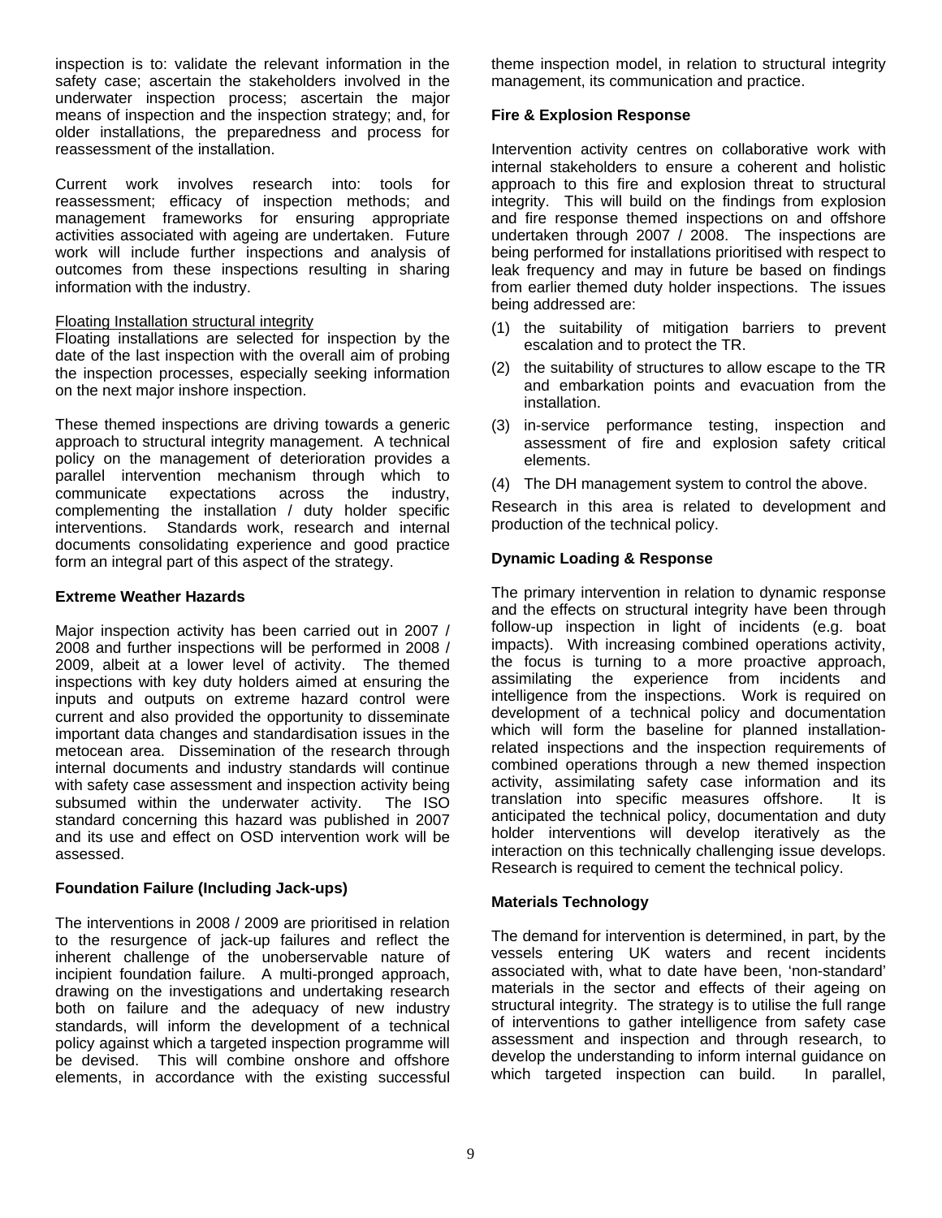inspection is to: validate the relevant information in the safety case; ascertain the stakeholders involved in the underwater inspection process; ascertain the major means of inspection and the inspection strategy; and, for older installations, the preparedness and process for reassessment of the installation.

Current work involves research into: tools for reassessment; efficacy of inspection methods; and management frameworks for ensuring appropriate activities associated with ageing are undertaken. Future work will include further inspections and analysis of outcomes from these inspections resulting in sharing information with the industry.

Floating Installation structural integrity

Floating installations are selected for inspection by the date of the last inspection with the overall aim of probing the inspection processes, especially seeking information on the next major inshore inspection.

These themed inspections are driving towards a generic approach to structural integrity management. A technical policy on the management of deterioration provides a parallel intervention mechanism through which to communicate expectations across the industry, complementing the installation / duty holder specific interventions. Standards work, research and internal documents consolidating experience and good practice form an integral part of this aspect of the strategy.

**Extreme Weather Hazards**

Major inspection activity has been carried out in 2007 / 2008 and further inspections will be performed in 2008 / 2009, albeit at a lower level of activity. The themed inspections with key duty holders aimed at ensuring the inputs and outputs on extreme hazard control were current and also provided the opportunity to disseminate important data changes and standardisation issues in the metocean area. Dissemination of the research through internal documents and industry standards will continue with safety case assessment and inspection activity being subsumed within the underwater activity. The ISO standard concerning this hazard was published in 2007 and its use and effect on OSD intervention work will be assessed.

**Foundation Failure (Including Jack-ups)**

The interventions in 2008 / 2009 are prioritised in relation to the resurgence of jack-up failures and reflect the inherent challenge of the unoberservable nature of incipient foundation failure. A multi-pronged approach, drawing on the investigations and undertaking research both on failure and the adequacy of new industry standards, will inform the development of a technical policy against which a targeted inspection programme will be devised. This will combine onshore and offshore elements, in accordance with the existing successful theme inspection model, in relation to structural integrity management, its communication and practice.

**Fire & Explosion Response**

Intervention activity centres on collaborative work with internal stakeholders to ensure a coherent and holistic approach to this fire and explosion threat to structural integrity. This will build on the findings from explosion and fire response themed inspections on and offshore undertaken through 2007 / 2008. The inspections are being performed for installations prioritised with respect to leak frequency and may in future be based on findings from earlier themed duty holder inspections. The issues being addressed are:

(1) the suitability of mitigation barriers to prevent escalation and to protect the TR.

(2) the suitability of structures to allow escape to the TR and embarkation points and evacuation from the installation.

(3) in-service performance testing, inspection and assessment of fire and explosion safety critical elements.

(4) The DH management system to control the above.

Research in this area is related to development and production of the technical policy.

**Dynamic Loading & Response**

The primary intervention in relation to dynamic response and the effects on structural integrity have been through follow-up inspection in light of incidents (e.g. boat impacts). With increasing combined operations activity, the focus is turning to a more proactive approach, assimilating the experience from incidents and intelligence from the inspections. Work is required on development of a technical policy and documentation which will form the baseline for planned installation-related inspections and the inspection requirements of combined operations through a new themed inspection activity, assimilating safety case information and its translation into specific measures offshore. It is anticipated the technical policy, documentation and duty holder interventions will develop iteratively as the interaction on this technically challenging issue develops. Research is required to cement the technical policy.

**Materials Technology**

The demand for intervention is determined, in part, by the vessels entering UK waters and recent incidents associated with, what to date have been, 'non-standard' materials in the sector and effects of their ageing on structural integrity. The strategy is to utilise the full range of interventions to gather intelligence from safety case assessment and inspection and through research, to develop the understanding to inform internal guidance on which targeted inspection can build. In parallel,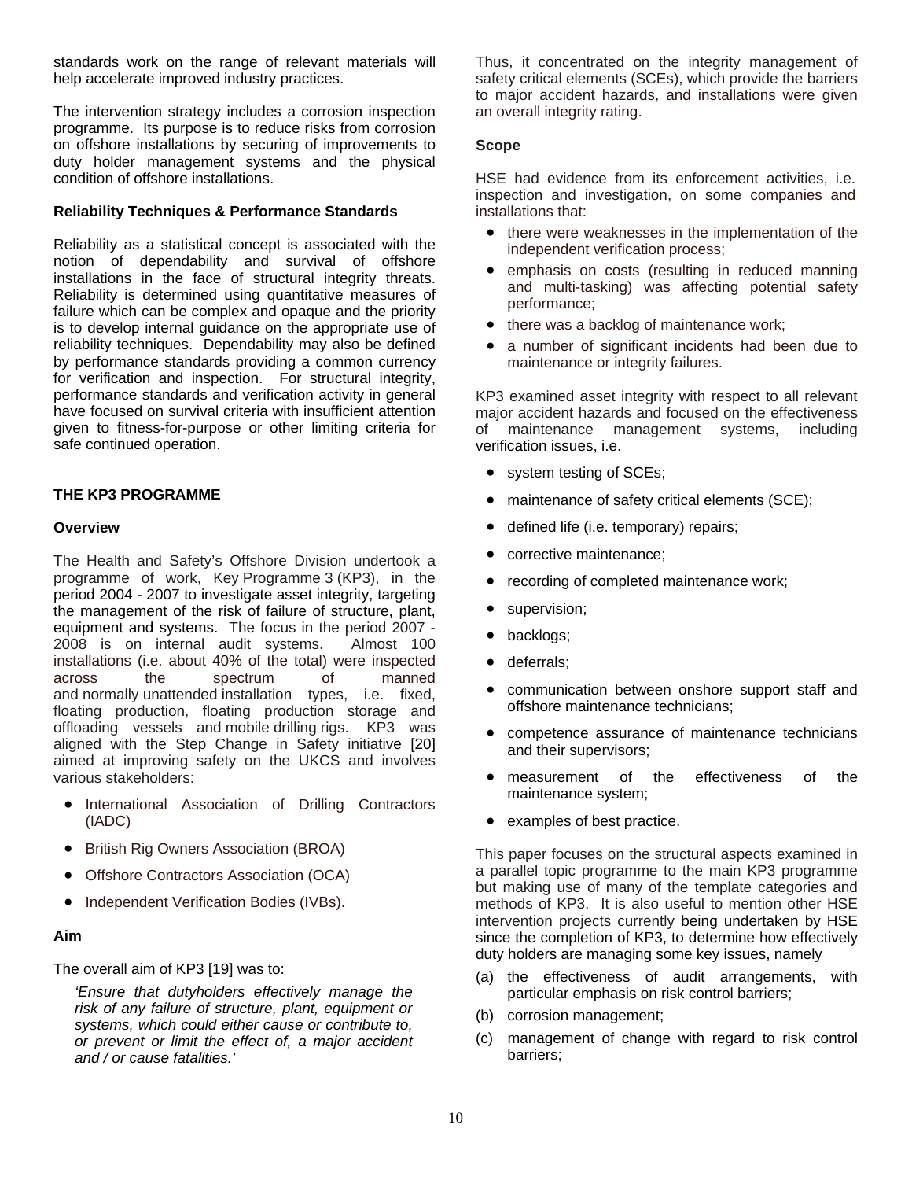standards work on the range of relevant materials will help accelerate improved industry practices.

The intervention strategy includes a corrosion inspection programme. Its purpose is to reduce risks from corrosion on offshore installations by securing of improvements to duty holder management systems and the physical condition of offshore installations.

**Reliability Techniques & Performance Standards**

Reliability as a statistical concept is associated with the notion of dependability and survival of offshore installations in the face of structural integrity threats. Reliability is determined using quantitative measures of failure which can be complex and opaque and the priority is to develop internal guidance on the appropriate use of reliability techniques. Dependability may also be defined by performance standards providing a common currency for verification and inspection. For structural integrity, performance standards and verification activity in general have focused on survival criteria with insufficient attention given to fitness-for-purpose or other limiting criteria for safe continued operation.

## THE KP3 PROGRAMME

### Overview

The Health and Safety's Offshore Division undertook a programme of work, Key Programme 3 (KP3), in the period 2004 - 2007 to investigate asset integrity, targeting the management of the risk of failure of structure, plant, equipment and systems. The focus in the period 2007 - 2008 is on internal audit systems. Almost 100 installations (i.e. about 40% of the total) were inspected across the spectrum of manned and normally unattended installation types, i.e. fixed, floating production, floating production storage and offloading vessels and mobile drilling rigs. KP3 was aligned with the Step Change in Safety initiative [20] aimed at improving safety on the UKCS and involves various stakeholders:

- International Association of Drilling Contractors (IADC)
- British Rig Owners Association (BROA)
- Offshore Contractors Association (OCA)
- Independent Verification Bodies (IVBs).

### Aim

The overall aim of KP3 [19] was to:

> *'Ensure that dutyholders effectively manage the risk of any failure of structure, plant, equipment or systems, which could either cause or contribute to, or prevent or limit the effect of, a major accident and / or cause fatalities.'*

Thus, it concentrated on the integrity management of safety critical elements (SCEs), which provide the barriers to major accident hazards, and installations were given an overall integrity rating.

### Scope

HSE had evidence from its enforcement activities, i.e. inspection and investigation, on some companies and installations that:

- there were weaknesses in the implementation of the independent verification process;
- emphasis on costs (resulting in reduced manning and multi-tasking) was affecting potential safety performance;
- there was a backlog of maintenance work;
- a number of significant incidents had been due to maintenance or integrity failures.

KP3 examined asset integrity with respect to all relevant major accident hazards and focused on the effectiveness of maintenance management systems, including verification issues, i.e.

- system testing of SCEs;
- maintenance of safety critical elements (SCE);
- defined life (i.e. temporary) repairs;
- corrective maintenance;
- recording of completed maintenance work;
- supervision;
- backlogs;
- deferrals;
- communication between onshore support staff and offshore maintenance technicians;
- competence assurance of maintenance technicians and their supervisors;
- measurement of the effectiveness of the maintenance system;
- examples of best practice.

This paper focuses on the structural aspects examined in a parallel topic programme to the main KP3 programme but making use of many of the template categories and methods of KP3. It is also useful to mention other HSE intervention projects currently being undertaken by HSE since the completion of KP3, to determine how effectively duty holders are managing some key issues, namely

(a) the effectiveness of audit arrangements, with particular emphasis on risk control barriers;
(b) corrosion management;
(c) management of change with regard to risk control barriers;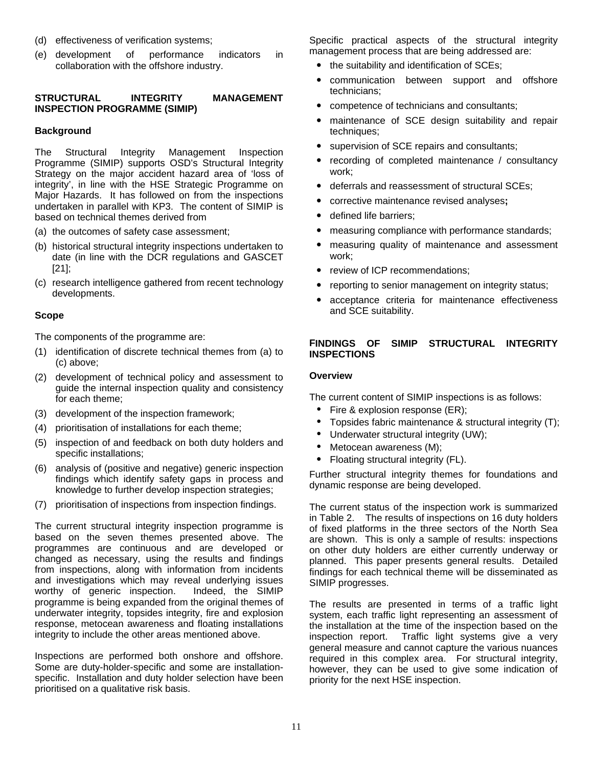(d) effectiveness of verification systems;

(e) development of performance indicators in collaboration with the offshore industry.

## STRUCTURAL INTEGRITY MANAGEMENT INSPECTION PROGRAMME (SIMIP)

### Background

The Structural Integrity Management Inspection Programme (SIMIP) supports OSD's Structural Integrity Strategy on the major accident hazard area of 'loss of integrity', in line with the HSE Strategic Programme on Major Hazards. It has followed on from the inspections undertaken in parallel with KP3. The content of SIMIP is based on technical themes derived from

(a) the outcomes of safety case assessment;

(b) historical structural integrity inspections undertaken to date (in line with the DCR regulations and GASCET [21];

(c) research intelligence gathered from recent technology developments.

### Scope

The components of the programme are:

(1) identification of discrete technical themes from (a) to (c) above;

(2) development of technical policy and assessment to guide the internal inspection quality and consistency for each theme;

(3) development of the inspection framework;

(4) prioritisation of installations for each theme;

(5) inspection of and feedback on both duty holders and specific installations;

(6) analysis of (positive and negative) generic inspection findings which identify safety gaps in process and knowledge to further develop inspection strategies;

(7) prioritisation of inspections from inspection findings.

The current structural integrity inspection programme is based on the seven themes presented above. The programmes are continuous and are developed or changed as necessary, using the results and findings from inspections, along with information from incidents and investigations which may reveal underlying issues worthy of generic inspection. Indeed, the SIMIP programme is being expanded from the original themes of underwater integrity, topsides integrity, fire and explosion response, metocean awareness and floating installations integrity to include the other areas mentioned above.

Inspections are performed both onshore and offshore. Some are duty-holder-specific and some are installation-specific. Installation and duty holder selection have been prioritised on a qualitative risk basis.

Specific practical aspects of the structural integrity management process that are being addressed are:

- the suitability and identification of SCEs;
- communication between support and offshore technicians;
- competence of technicians and consultants;
- maintenance of SCE design suitability and repair techniques;
- supervision of SCE repairs and consultants;
- recording of completed maintenance / consultancy work;
- deferrals and reassessment of structural SCEs;
- corrective maintenance revised analyses**;**
- defined life barriers;
- measuring compliance with performance standards;
- measuring quality of maintenance and assessment work;
- review of ICP recommendations;
- reporting to senior management on integrity status;
- acceptance criteria for maintenance effectiveness and SCE suitability.

## FINDINGS OF SIMIP STRUCTURAL INTEGRITY INSPECTIONS

### Overview

The current content of SIMIP inspections is as follows:

- Fire & explosion response (ER);
- Topsides fabric maintenance & structural integrity (T);
- Underwater structural integrity (UW);
- Metocean awareness (M);
- Floating structural integrity (FL).

Further structural integrity themes for foundations and dynamic response are being developed.

The current status of the inspection work is summarized in Table 2. The results of inspections on 16 duty holders of fixed platforms in the three sectors of the North Sea are shown. This is only a sample of results: inspections on other duty holders are either currently underway or planned. This paper presents general results. Detailed findings for each technical theme will be disseminated as SIMIP progresses.

The results are presented in terms of a traffic light system, each traffic light representing an assessment of the installation at the time of the inspection based on the inspection report. Traffic light systems give a very general measure and cannot capture the various nuances required in this complex area. For structural integrity, however, they can be used to give some indication of priority for the next HSE inspection.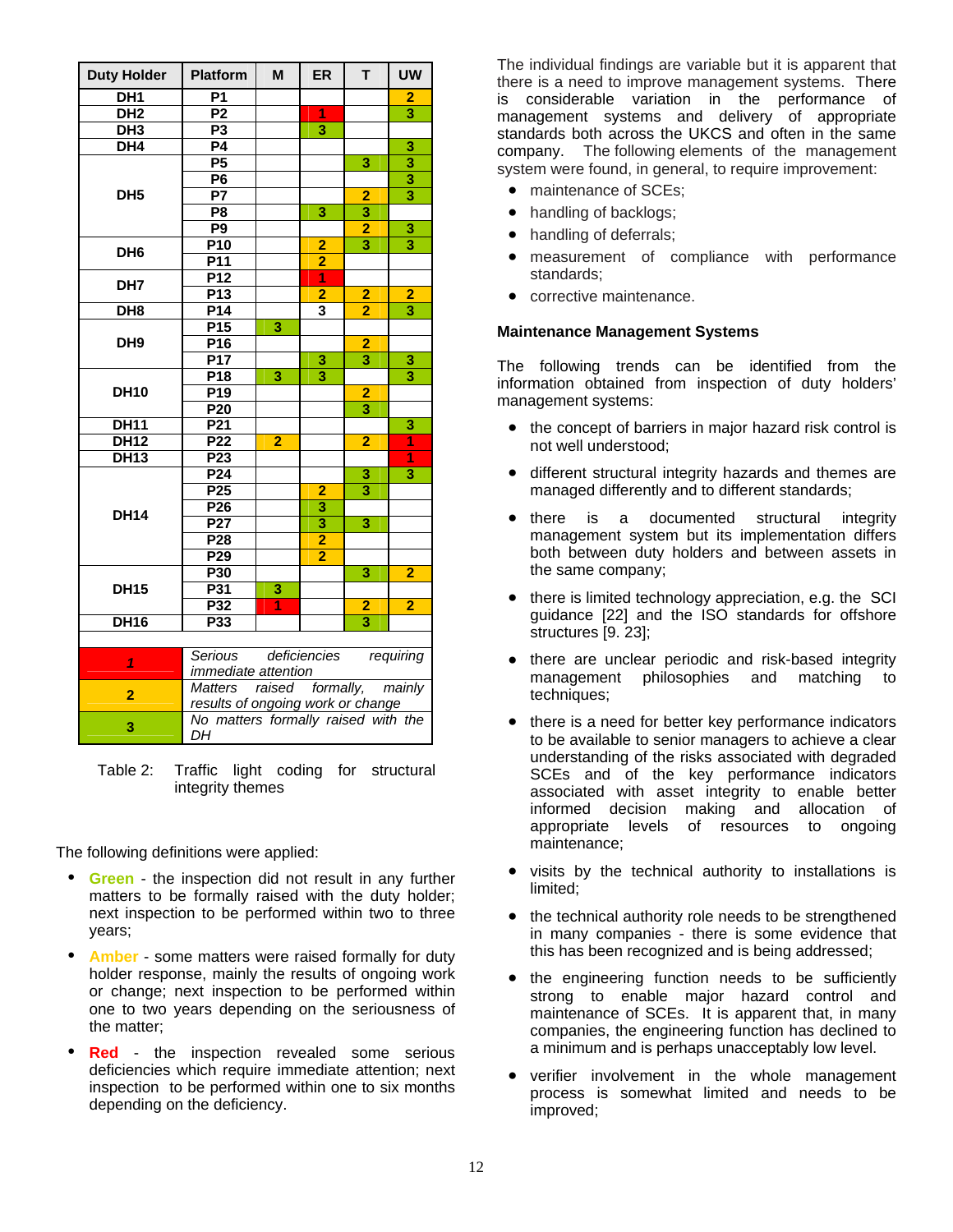| Duty Holder | Platform | M | ER | T | UW |
|---|---|---|---|---|---|
| DH1 | P1 | | | | 2 |
| DH2 | P2 | | 1 | | 3 |
| DH3 | P3 | | 3 | | |
| DH4 | P4 | | | | 3 |
| DH5 | P5 | | | 3 | 3 |
| | P6 | | | | 3 |
| | P7 | | | 2 | 3 |
| | P8 | | 3 | 3 | |
| | P9 | | | 2 | 3 |
| DH6 | P10 | | 2 | 3 | 3 |
| | P11 | | 2 | | |
| DH7 | P12 | | 1 | | |
| | P13 | | 2 | 2 | 2 |
| DH8 | P14 | | 3 | 2 | 3 |
| DH9 | P15 | 3 | | | |
| | P16 | | | 2 | |
| | P17 | | 3 | 3 | 3 |
| DH10 | P18 | 3 | 3 | | 3 |
| | P19 | | | 2 | |
| | P20 | | | 3 | |
| DH11 | P21 | | | | 3 |
| DH12 | P22 | 2 | | 2 | 1 |
| DH13 | P23 | | | | 1 |
| DH14 | P24 | | | 3 | 3 |
| | P25 | | 2 | 3 | |
| | P26 | | 3 | | |
| | P27 | | 3 | 3 | |
| | P28 | | 2 | | |
| | P29 | | 2 | | |
| DH15 | P30 | | | 3 | 2 |
| | P31 | 3 | | | |
| | P32 | 1 | | 2 | 2 |
| DH16 | P33 | | | 3 | |

| Code | Meaning |
|---|---|
| 1 | *Serious deficiencies requiring immediate attention* |
| 2 | *Matters raised formally, mainly results of ongoing work or change* |
| 3 | *No matters formally raised with the DH* |

Table 2: Traffic light coding for structural integrity themes

The following definitions were applied:

- Green - the inspection did not result in any further matters to be formally raised with the duty holder; next inspection to be performed within two to three years;
- Amber - some matters were raised formally for duty holder response, mainly the results of ongoing work or change; next inspection to be performed within one to two years depending on the seriousness of the matter;
- Red - the inspection revealed some serious deficiencies which require immediate attention; next inspection to be performed within one to six months depending on the deficiency.

The individual findings are variable but it is apparent that there is a need to improve management systems. There is considerable variation in the performance of management systems and delivery of appropriate standards both across the UKCS and often in the same company. The following elements of the management system were found, in general, to require improvement:

- maintenance of SCEs;
- handling of backlogs;
- handling of deferrals;
- measurement of compliance with performance standards;
- corrective maintenance.

**Maintenance Management Systems**

The following trends can be identified from the information obtained from inspection of duty holders' management systems:

- the concept of barriers in major hazard risk control is not well understood;
- different structural integrity hazards and themes are managed differently and to different standards;
- there is a documented structural integrity management system but its implementation differs both between duty holders and between assets in the same company;
- there is limited technology appreciation, e.g. the SCI guidance [22] and the ISO standards for offshore structures [9. 23];
- there are unclear periodic and risk-based integrity management philosophies and matching to techniques;
- there is a need for better key performance indicators to be available to senior managers to achieve a clear understanding of the risks associated with degraded SCEs and of the key performance indicators associated with asset integrity to enable better informed decision making and allocation of appropriate levels of resources to ongoing maintenance;
- visits by the technical authority to installations is limited;
- the technical authority role needs to be strengthened in many companies - there is some evidence that this has been recognized and is being addressed;
- the engineering function needs to be sufficiently strong to enable major hazard control and maintenance of SCEs. It is apparent that, in many companies, the engineering function has declined to a minimum and is perhaps unacceptably low level.
- verifier involvement in the whole management process is somewhat limited and needs to be improved;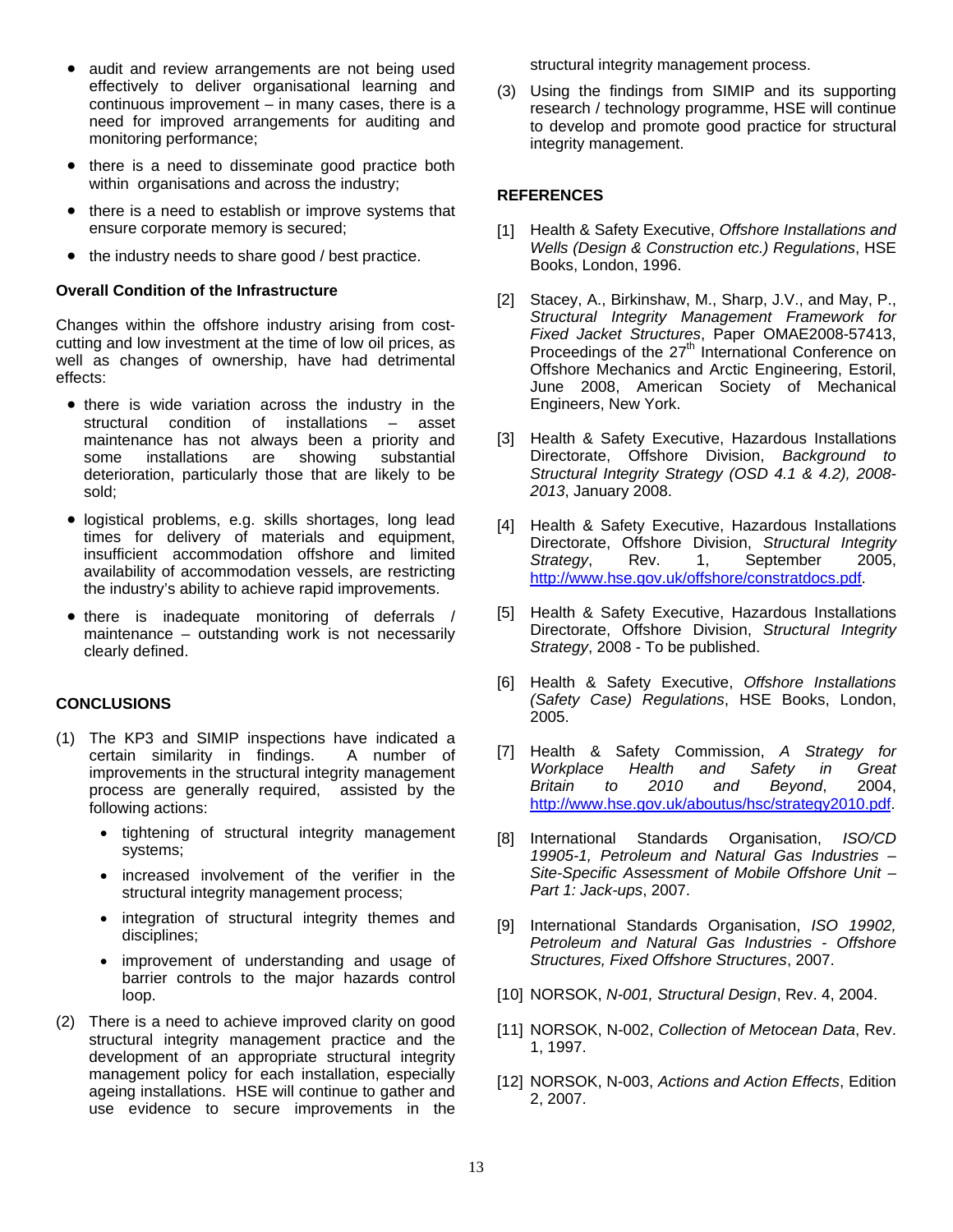- audit and review arrangements are not being used effectively to deliver organisational learning and continuous improvement – in many cases, there is a need for improved arrangements for auditing and monitoring performance;
- there is a need to disseminate good practice both within organisations and across the industry;
- there is a need to establish or improve systems that ensure corporate memory is secured;
- the industry needs to share good / best practice.

**Overall Condition of the Infrastructure**

Changes within the offshore industry arising from cost-cutting and low investment at the time of low oil prices, as well as changes of ownership, have had detrimental effects:

- there is wide variation across the industry in the structural condition of installations – asset maintenance has not always been a priority and some installations are showing substantial deterioration, particularly those that are likely to be sold;
- logistical problems, e.g. skills shortages, long lead times for delivery of materials and equipment, insufficient accommodation offshore and limited availability of accommodation vessels, are restricting the industry's ability to achieve rapid improvements.
- there is inadequate monitoring of deferrals / maintenance – outstanding work is not necessarily clearly defined.

## CONCLUSIONS

(1) The KP3 and SIMIP inspections have indicated a certain similarity in findings. A number of improvements in the structural integrity management process are generally required, assisted by the following actions:

- tightening of structural integrity management systems;
- increased involvement of the verifier in the structural integrity management process;
- integration of structural integrity themes and disciplines;
- improvement of understanding and usage of barrier controls to the major hazards control loop.

(2) There is a need to achieve improved clarity on good structural integrity management practice and the development of an appropriate structural integrity management policy for each installation, especially ageing installations. HSE will continue to gather and use evidence to secure improvements in the structural integrity management process.

(3) Using the findings from SIMIP and its supporting research / technology programme, HSE will continue to develop and promote good practice for structural integrity management.

## REFERENCES

[1] Health & Safety Executive, *Offshore Installations and Wells (Design & Construction etc.) Regulations*, HSE Books, London, 1996.

[2] Stacey, A., Birkinshaw, M., Sharp, J.V., and May, P., *Structural Integrity Management Framework for Fixed Jacket Structures*, Paper OMAE2008-57413, Proceedings of the 27th International Conference on Offshore Mechanics and Arctic Engineering, Estoril, June 2008, American Society of Mechanical Engineers, New York.

[3] Health & Safety Executive, Hazardous Installations Directorate, Offshore Division, *Background to Structural Integrity Strategy (OSD 4.1 & 4.2), 2008-2013*, January 2008.

[4] Health & Safety Executive, Hazardous Installations Directorate, Offshore Division, *Structural Integrity Strategy*, Rev. 1, September 2005, http://www.hse.gov.uk/offshore/constratdocs.pdf.

[5] Health & Safety Executive, Hazardous Installations Directorate, Offshore Division, *Structural Integrity Strategy*, 2008 - To be published.

[6] Health & Safety Executive, *Offshore Installations (Safety Case) Regulations*, HSE Books, London, 2005.

[7] Health & Safety Commission, *A Strategy for Workplace Health and Safety in Great Britain to 2010 and Beyond*, 2004, http://www.hse.gov.uk/aboutus/hsc/strategy2010.pdf.

[8] International Standards Organisation, *ISO/CD 19905-1, Petroleum and Natural Gas Industries – Site-Specific Assessment of Mobile Offshore Unit – Part 1: Jack-ups*, 2007.

[9] International Standards Organisation, *ISO 19902, Petroleum and Natural Gas Industries - Offshore Structures, Fixed Offshore Structures*, 2007.

[10] NORSOK, *N-001, Structural Design*, Rev. 4, 2004.

[11] NORSOK, N-002, *Collection of Metocean Data*, Rev. 1, 1997.

[12] NORSOK, N-003, *Actions and Action Effects*, Edition 2, 2007.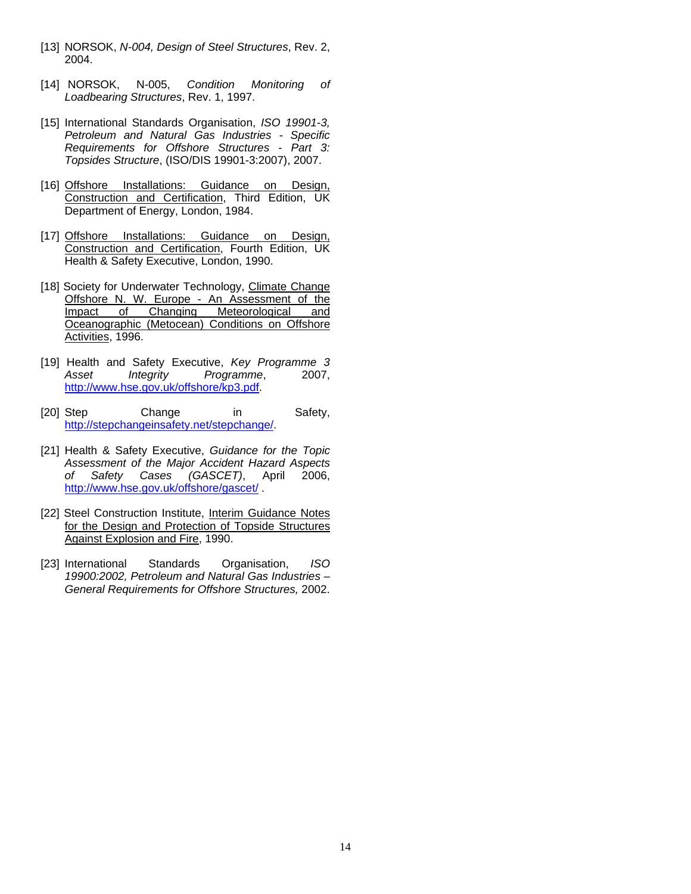[13] NORSOK, *N-004, Design of Steel Structures*, Rev. 2, 2004.

[14] NORSOK, N-005, *Condition Monitoring of Loadbearing Structures*, Rev. 1, 1997.

[15] International Standards Organisation, *ISO 19901-3, Petroleum and Natural Gas Industries - Specific Requirements for Offshore Structures - Part 3: Topsides Structure*, (ISO/DIS 19901-3:2007), 2007.

[16] Offshore Installations: Guidance on Design, Construction and Certification, Third Edition, UK Department of Energy, London, 1984.

[17] Offshore Installations: Guidance on Design, Construction and Certification, Fourth Edition, UK Health & Safety Executive, London, 1990.

[18] Society for Underwater Technology, Climate Change Offshore N. W. Europe - An Assessment of the Impact of Changing Meteorological and Oceanographic (Metocean) Conditions on Offshore Activities, 1996.

[19] Health and Safety Executive, *Key Programme 3 Asset Integrity Programme*, 2007, http://www.hse.gov.uk/offshore/kp3.pdf.

[20] Step Change in Safety, http://stepchangeinsafety.net/stepchange/.

[21] Health & Safety Executive, *Guidance for the Topic Assessment of the Major Accident Hazard Aspects of Safety Cases (GASCET)*, April 2006, http://www.hse.gov.uk/offshore/gascet/ .

[22] Steel Construction Institute, Interim Guidance Notes for the Design and Protection of Topside Structures Against Explosion and Fire, 1990.

[23] International Standards Organisation, *ISO 19900:2002, Petroleum and Natural Gas Industries – General Requirements for Offshore Structures,* 2002.